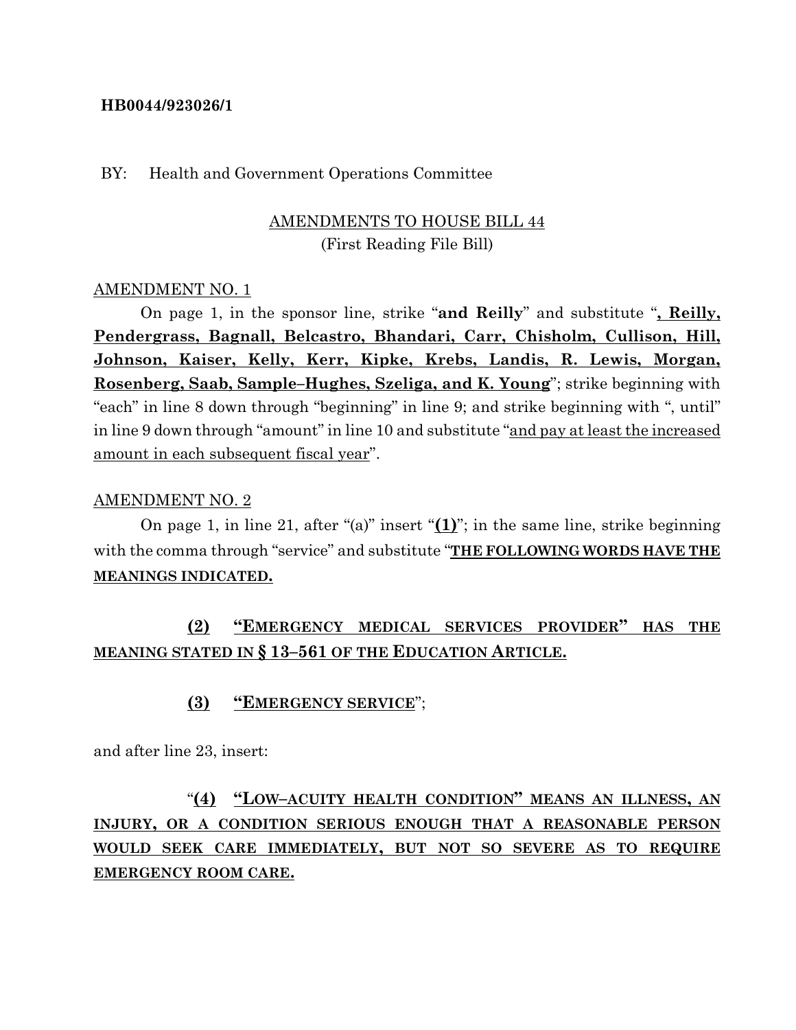**HB0044/923026/1**

BY: Health and Government Operations Committee

<u>AMENDMENTS TO HOUSE BILL 44</u>
(First Reading File Bill)

<u>AMENDMENT NO. 1</u>

On page 1, in the sponsor line, strike "**and Reilly**" and substitute "**<u>, Reilly, Pendergrass, Bagnall, Belcastro, Bhandari, Carr, Chisholm, Cullison, Hill, Johnson, Kaiser, Kelly, Kerr, Kipke, Krebs, Landis, R. Lewis, Morgan, Rosenberg, Saab, Sample–Hughes, Szeliga, and K. Young</u>**"; strike beginning with "each" in line 8 down through "beginning" in line 9; and strike beginning with ", until" in line 9 down through "amount" in line 10 and substitute "<u>and pay at least the increased amount in each subsequent fiscal year</u>".

<u>AMENDMENT NO. 2</u>

On page 1, in line 21, after "(a)" insert "**<u>(1)</u>**"; in the same line, strike beginning with the comma through "service" and substitute "**<u>THE FOLLOWING WORDS HAVE THE MEANINGS INDICATED.</u>**

**<u>(2)</u>** **<u>"EMERGENCY MEDICAL SERVICES PROVIDER" HAS THE MEANING STATED IN § 13–561 OF THE EDUCATION ARTICLE.</u>**

**<u>(3)</u>** **<u>"EMERGENCY SERVICE</u>**";

and after line 23, insert:

"**<u>(4)</u>** **<u>"LOW–ACUITY HEALTH CONDITION" MEANS AN ILLNESS, AN INJURY, OR A CONDITION SERIOUS ENOUGH THAT A REASONABLE PERSON WOULD SEEK CARE IMMEDIATELY, BUT NOT SO SEVERE AS TO REQUIRE EMERGENCY ROOM CARE.</u>**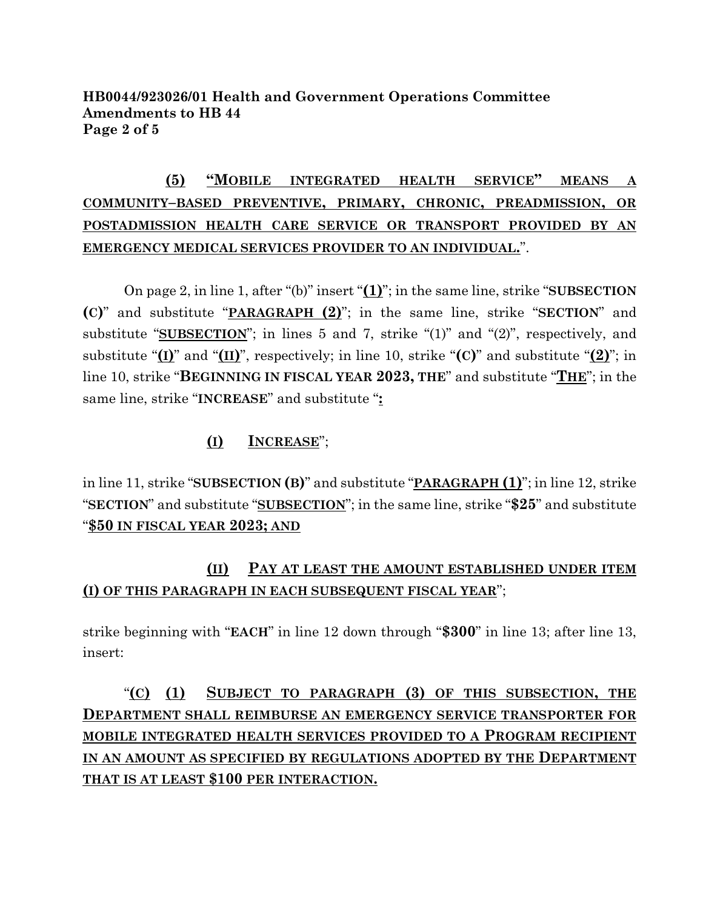**(5)** **"MOBILE INTEGRATED HEALTH SERVICE" MEANS A COMMUNITY–BASED PREVENTIVE, PRIMARY, CHRONIC, PREADMISSION, OR POSTADMISSION HEALTH CARE SERVICE OR TRANSPORT PROVIDED BY AN EMERGENCY MEDICAL SERVICES PROVIDER TO AN INDIVIDUAL.**".

On page 2, in line 1, after "(b)" insert "**(1)**"; in the same line, strike "**SUBSECTION (C)**" and substitute "**PARAGRAPH (2)**"; in the same line, strike "**SECTION**" and substitute "**SUBSECTION**"; in lines 5 and 7, strike "(1)" and "(2)", respectively, and substitute "**(I)**" and "**(II)**", respectively; in line 10, strike "**(C)**" and substitute "**(2)**"; in line 10, strike "**BEGINNING IN FISCAL YEAR 2023, THE**" and substitute "**THE**"; in the same line, strike "**INCREASE**" and substitute "**:**

**(I)** **INCREASE**";

in line 11, strike "**SUBSECTION (B)**" and substitute "**PARAGRAPH (1)**"; in line 12, strike "**SECTION**" and substitute "**SUBSECTION**"; in the same line, strike "**$25**" and substitute "**$50 IN FISCAL YEAR 2023; AND**

**(II)** **PAY AT LEAST THE AMOUNT ESTABLISHED UNDER ITEM (I) OF THIS PARAGRAPH IN EACH SUBSEQUENT FISCAL YEAR**";

strike beginning with "**EACH**" in line 12 down through "**$300**" in line 13; after line 13, insert:

"**(C)** **(1)** **SUBJECT TO PARAGRAPH (3) OF THIS SUBSECTION, THE DEPARTMENT SHALL REIMBURSE AN EMERGENCY SERVICE TRANSPORTER FOR MOBILE INTEGRATED HEALTH SERVICES PROVIDED TO A PROGRAM RECIPIENT IN AN AMOUNT AS SPECIFIED BY REGULATIONS ADOPTED BY THE DEPARTMENT THAT IS AT LEAST $100 PER INTERACTION.**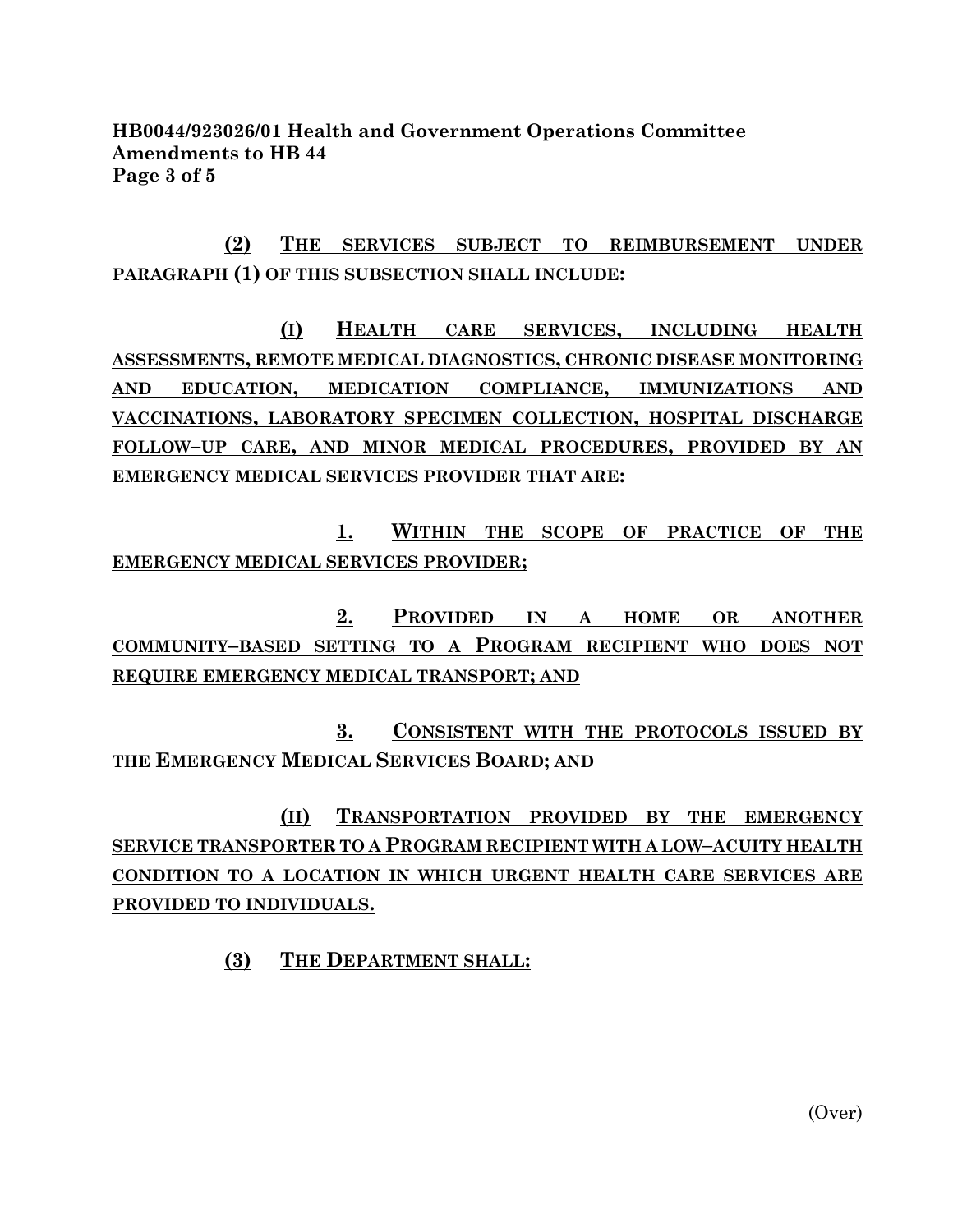(2) THE SERVICES SUBJECT TO REIMBURSEMENT UNDER PARAGRAPH (1) OF THIS SUBSECTION SHALL INCLUDE:

(I) HEALTH CARE SERVICES, INCLUDING HEALTH ASSESSMENTS, REMOTE MEDICAL DIAGNOSTICS, CHRONIC DISEASE MONITORING AND EDUCATION, MEDICATION COMPLIANCE, IMMUNIZATIONS AND VACCINATIONS, LABORATORY SPECIMEN COLLECTION, HOSPITAL DISCHARGE FOLLOW–UP CARE, AND MINOR MEDICAL PROCEDURES, PROVIDED BY AN EMERGENCY MEDICAL SERVICES PROVIDER THAT ARE:

1. WITHIN THE SCOPE OF PRACTICE OF THE EMERGENCY MEDICAL SERVICES PROVIDER;

2. PROVIDED IN A HOME OR ANOTHER COMMUNITY–BASED SETTING TO A PROGRAM RECIPIENT WHO DOES NOT REQUIRE EMERGENCY MEDICAL TRANSPORT; AND

3. CONSISTENT WITH THE PROTOCOLS ISSUED BY THE EMERGENCY MEDICAL SERVICES BOARD; AND

(II) TRANSPORTATION PROVIDED BY THE EMERGENCY SERVICE TRANSPORTER TO A PROGRAM RECIPIENT WITH A LOW–ACUITY HEALTH CONDITION TO A LOCATION IN WHICH URGENT HEALTH CARE SERVICES ARE PROVIDED TO INDIVIDUALS.

(3) THE DEPARTMENT SHALL: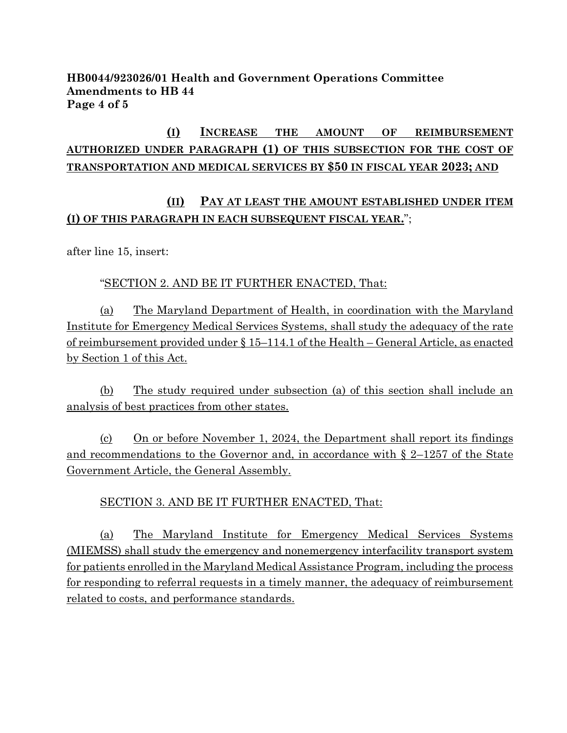**HB0044/923026/01 Health and Government Operations Committee**
**Amends to HB 44**

**(I) INCREASE THE AMOUNT OF REIMBURSEMENT AUTHORIZED UNDER PARAGRAPH (1) OF THIS SUBSECTION FOR THE COST OF TRANSPORTATION AND MEDICAL SERVICES BY $50 IN FISCAL YEAR 2023; AND**

**(II) PAY AT LEAST THE AMOUNT ESTABLISHED UNDER ITEM (I) OF THIS PARAGRAPH IN EACH SUBSEQUENT FISCAL YEAR.**";

after line 15, insert:

"SECTION 2. AND BE IT FURTHER ENACTED, That:

(a) The Maryland Department of Health, in coordination with the Maryland Institute for Emergency Medical Services Systems, shall study the adequacy of the rate of reimbursement provided under § 15–114.1 of the Health – General Article, as enacted by Section 1 of this Act.

(b) The study required under subsection (a) of this section shall include an analysis of best practices from other states.

(c) On or before November 1, 2024, the Department shall report its findings and recommendations to the Governor and, in accordance with § 2–1257 of the State Government Article, the General Assembly.

SECTION 3. AND BE IT FURTHER ENACTED, That:

(a) The Maryland Institute for Emergency Medical Services Systems (MIEMSS) shall study the emergency and nonemergency interfacility transport system for patients enrolled in the Maryland Medical Assistance Program, including the process for responding to referral requests in a timely manner, the adequacy of reimbursement related to costs, and performance standards.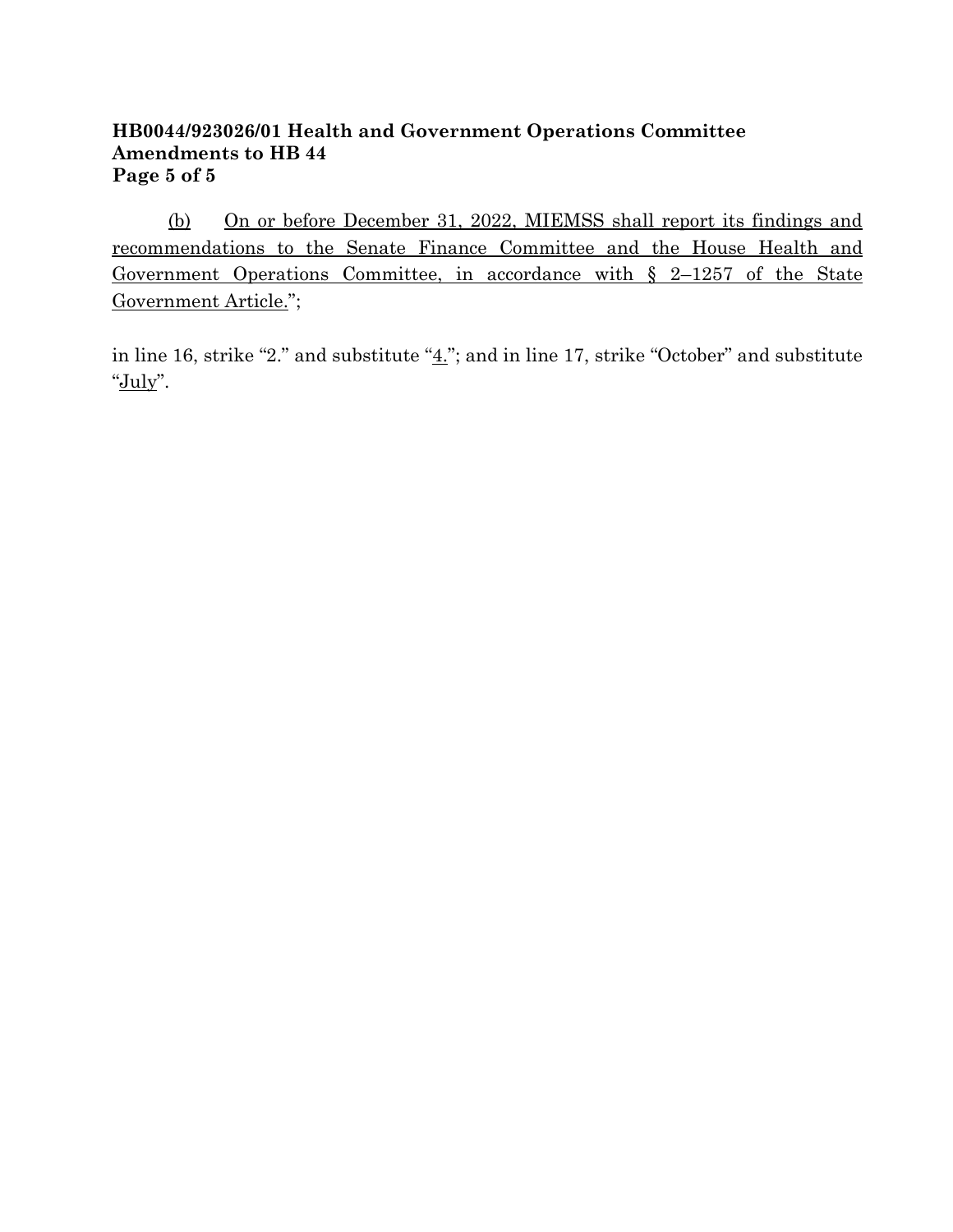(b) On or before December 31, 2022, MIEMSS shall report its findings and recommendations to the Senate Finance Committee and the House Health and Government Operations Committee, in accordance with § 2–1257 of the State Government Article.";

in line 16, strike "2." and substitute "4."; and in line 17, strike "October" and substitute "July".